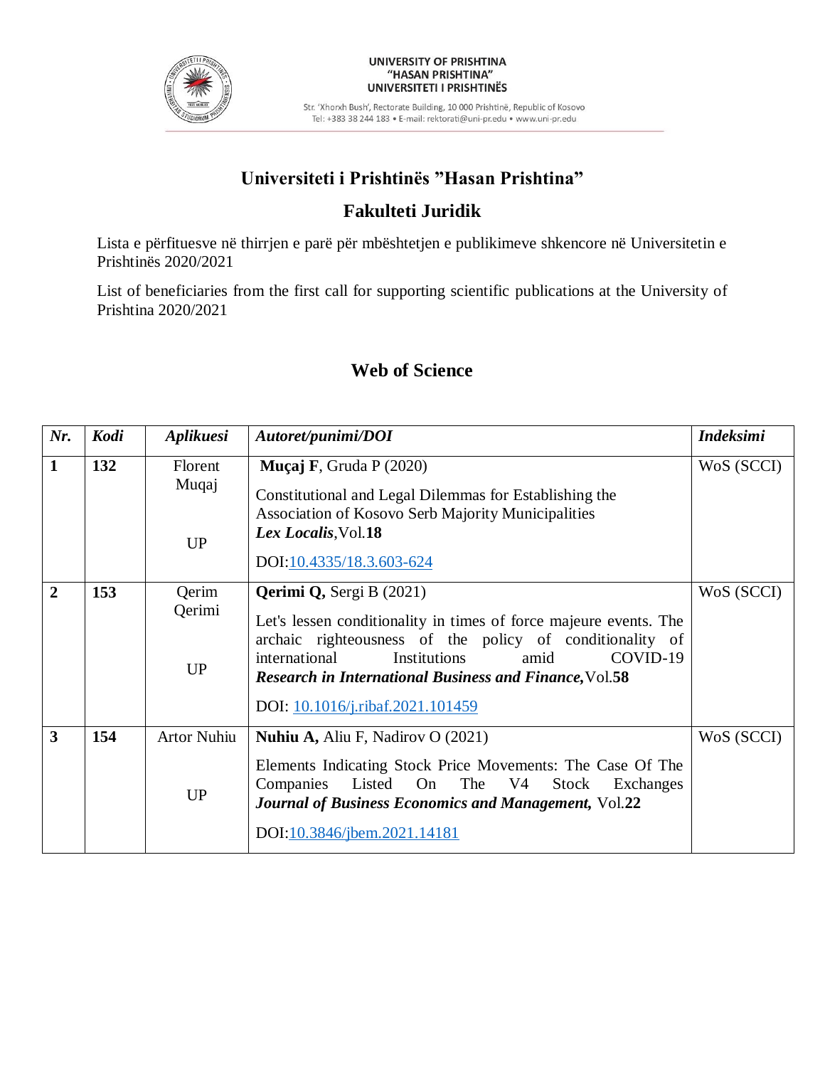UNIVERSITY OF PRISHTINA
"HASAN PRISHTINA"
UNIVERSITETI I PRISHTINËS

Str. 'Xhorxh Bush', Rectorate Building, 10 000 Prishtinë, Republic of Kosovo
Tel: +383 38 244 183 • E-mail: rektorati@uni-pr.edu • www.uni-pr.edu

# Universiteti i Prishtinës "Hasan Prishtina"

## Fakulteti Juridik

Lista e përfituesve në thirrjen e parë për mbështetjen e publikimeve shkencore në Universitetin e Prishtinës 2020/2021

List of beneficiaries from the first call for supporting scientific publications at the University of Prishtina 2020/2021

## Web of Science

| *Nr.* | *Kodi* | *Aplikuesi* | *Autoret/punimi/DOI* | *Indeksimi* |
|---|---|---|---|---|
| **1** | **132** | Florent Muqaj<br><br>UP | **Muçaj F**, Gruda P (2020)<br><br>Constitutional and Legal Dilemmas for Establishing the Association of Kosovo Serb Majority Municipalities<br>***Lex Localis***,Vol.**18**<br><br>DOI:10.4335/18.3.603-624 | WoS (SCCI) |
| **2** | **153** | Qerim Qerimi<br><br>UP | **Qerimi Q,** Sergi B (2021)<br><br>Let's lessen conditionality in times of force majeure events. The archaic righteousness of the policy of conditionality of international Institutions amid COVID-19<br>***Research in International Business and Finance,***Vol.**58**<br><br>DOI: 10.1016/j.ribaf.2021.101459 | WoS (SCCI) |
| **3** | **154** | Artor Nuhiu<br><br>UP | **Nuhiu A,** Aliu F, Nadirov O (2021)<br><br>Elements Indicating Stock Price Movements: The Case Of The Companies Listed On The V4 Stock Exchanges<br>***Journal of Business Economics and Management,*** Vol.**22**<br><br>DOI:10.3846/jbem.2021.14181 | WoS (SCCI) |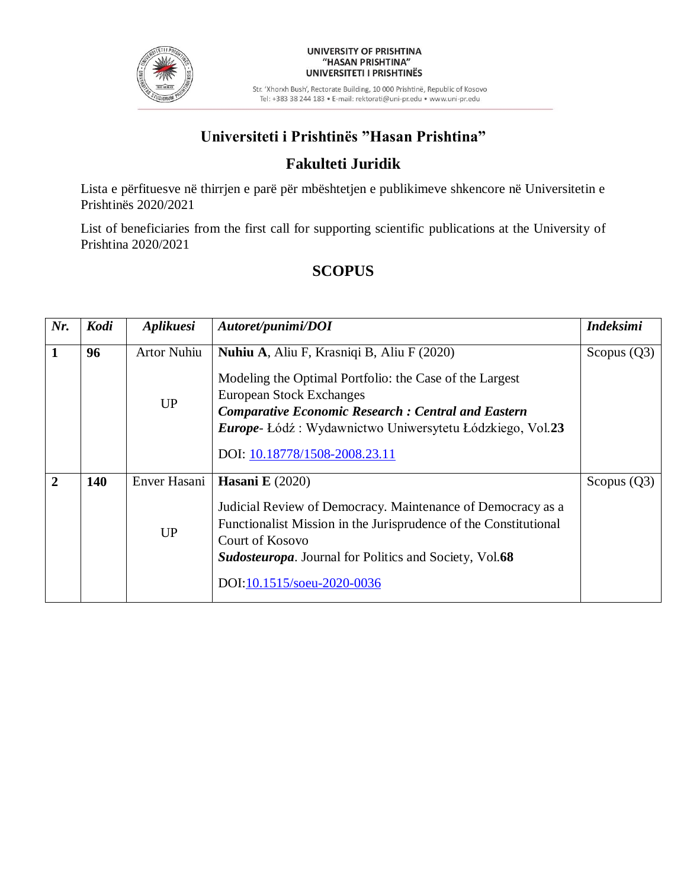UNIVERSITY OF PRISHTINA
"HASAN PRISHTINA"
UNIVERSITETI I PRISHTINËS

Str. 'Xhorxh Bush', Rectorate Building, 10 000 Prishtinë, Republic of Kosovo
Tel: +383 38 244 183 • E-mail: rektorati@uni-pr.edu • www.uni-pr.edu

# Universiteti i Prishtinës "Hasan Prishtina"

## Fakulteti Juridik

Lista e përfituesve në thirrjen e parë për mbështetjen e publikimeve shkencore në Universitetin e Prishtinës 2020/2021

List of beneficiaries from the first call for supporting scientific publications at the University of Prishtina 2020/2021

## SCOPUS

| *Nr.* | *Kodi* | *Aplikuesi* | *Autoret/punimi/DOI* | *Indeksimi* |
|---|---|---|---|---|
| **1** | **96** | Artor Nuhiu<br><br>UP | **Nuhiu A**, Aliu F, Krasniqi B, Aliu F (2020)<br><br>Modeling the Optimal Portfolio: the Case of the Largest European Stock Exchanges<br>***Comparative Economic Research : Central and Eastern Europe***- Łódź : Wydawnictwo Uniwersytetu Łódzkiego, Vol.**23**<br><br>DOI: 10.18778/1508-2008.23.11 | Scopus (Q3) |
| **2** | **140** | Enver Hasani<br><br>UP | **Hasani E** (2020)<br><br>Judicial Review of Democracy. Maintenance of Democracy as a Functionalist Mission in the Jurisprudence of the Constitutional Court of Kosovo<br>***Sudosteuropa***. Journal for Politics and Society, Vol.**68**<br><br>DOI:10.1515/soeu-2020-0036 | Scopus (Q3) |